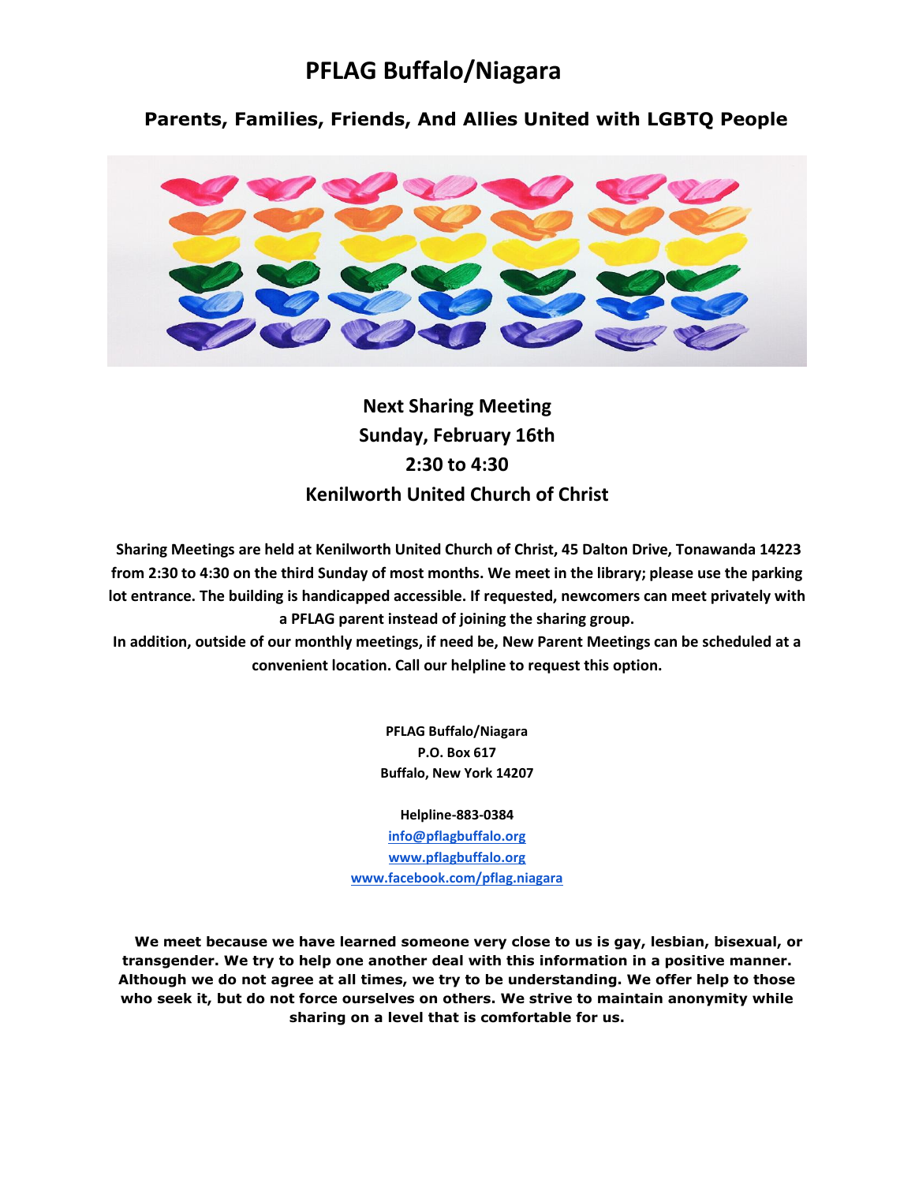# PFLAG Buffalo/Niagara

## Parents, Families, Friends, And Allies United with LGBTQ People

**Next Sharing Meeting**
**Sunday, February 16th**
**2:30 to 4:30**
**Kenilworth United Church of Christ**

**Sharing Meetings are held at Kenilworth United Church of Christ, 45 Dalton Drive, Tonawanda 14223 from 2:30 to 4:30 on the third Sunday of most months. We meet in the library; please use the parking lot entrance. The building is handicapped accessible. If requested, newcomers can meet privately with a PFLAG parent instead of joining the sharing group.**
**In addition, outside of our monthly meetings, if need be, New Parent Meetings can be scheduled at a convenient location. Call our helpline to request this option.**

**PFLAG Buffalo/Niagara**
**P.O. Box 617**
**Buffalo, New York 14207**

**Helpline-883-0384**
[info@pflagbuffalo.org](mailto:info@pflagbuffalo.org)
[www.pflagbuffalo.org](http://www.pflagbuffalo.org)
[www.facebook.com/pflag.niagara](http://www.facebook.com/pflag.niagara)

**We meet because we have learned someone very close to us is gay, lesbian, bisexual, or transgender. We try to help one another deal with this information in a positive manner. Although we do not agree at all times, we try to be understanding. We offer help to those who seek it, but do not force ourselves on others. We strive to maintain anonymity while sharing on a level that is comfortable for us.**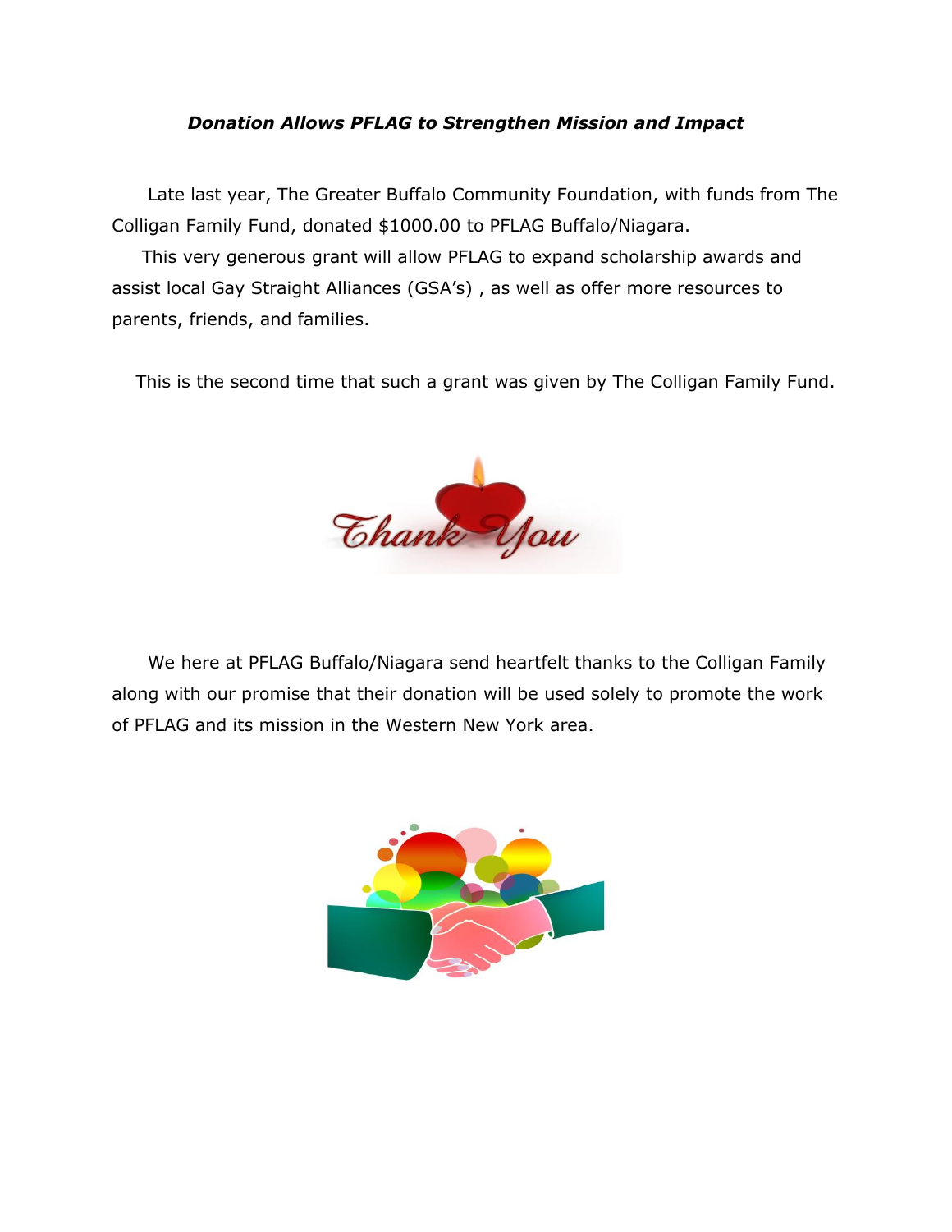***Donation Allows PFLAG to Strengthen Mission and Impact***

Late last year, The Greater Buffalo Community Foundation, with funds from The Colligan Family Fund, donated $1000.00 to PFLAG Buffalo/Niagara.

This very generous grant will allow PFLAG to expand scholarship awards and assist local Gay Straight Alliances (GSA's) , as well as offer more resources to parents, friends, and families.

This is the second time that such a grant was given by The Colligan Family Fund.

We here at PFLAG Buffalo/Niagara send heartfelt thanks to the Colligan Family along with our promise that their donation will be used solely to promote the work of PFLAG and its mission in the Western New York area.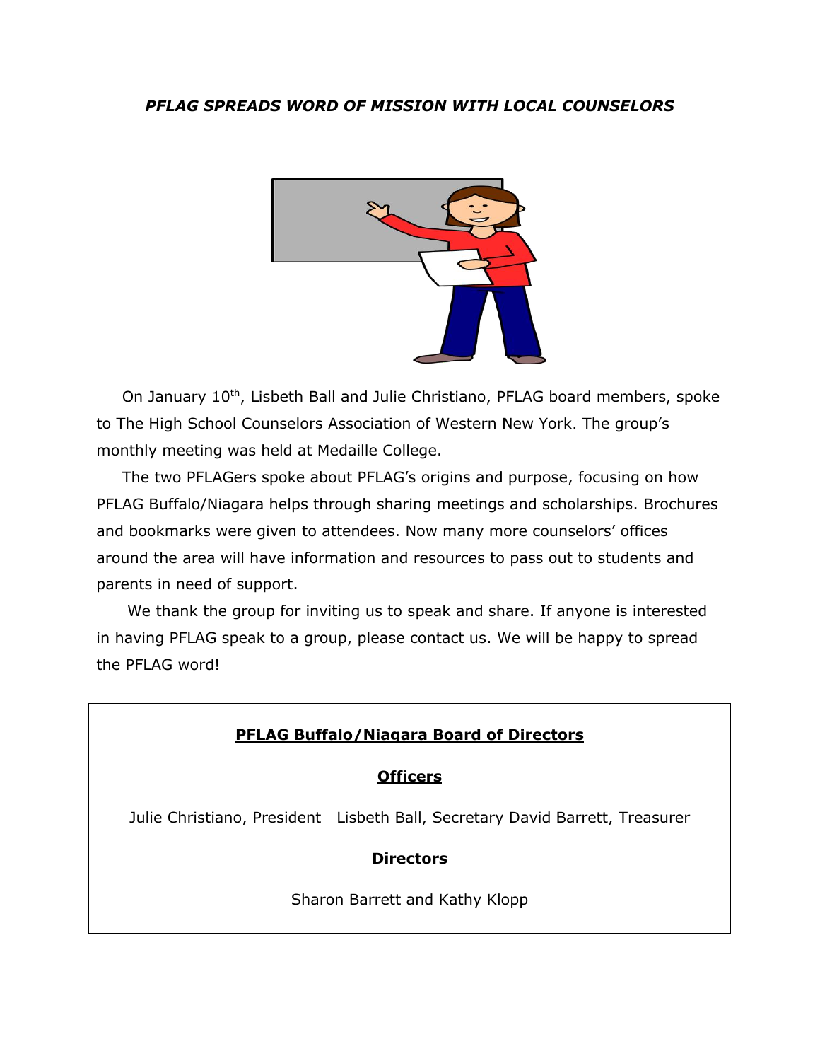### *PFLAG SPREADS WORD OF MISSION WITH LOCAL COUNSELORS*

On January 10th, Lisbeth Ball and Julie Christiano, PFLAG board members, spoke to The High School Counselors Association of Western New York. The group's monthly meeting was held at Medaille College.

The two PFLAGers spoke about PFLAG's origins and purpose, focusing on how PFLAG Buffalo/Niagara helps through sharing meetings and scholarships. Brochures and bookmarks were given to attendees. Now many more counselors' offices around the area will have information and resources to pass out to students and parents in need of support.

We thank the group for inviting us to speak and share. If anyone is interested in having PFLAG speak to a group, please contact us. We will be happy to spread the PFLAG word!

**PFLAG Buffalo/Niagara Board of Directors**

**Officers**

Julie Christiano, President   Lisbeth Ball, Secretary David Barrett, Treasurer

**Directors**

Sharon Barrett and Kathy Klopp